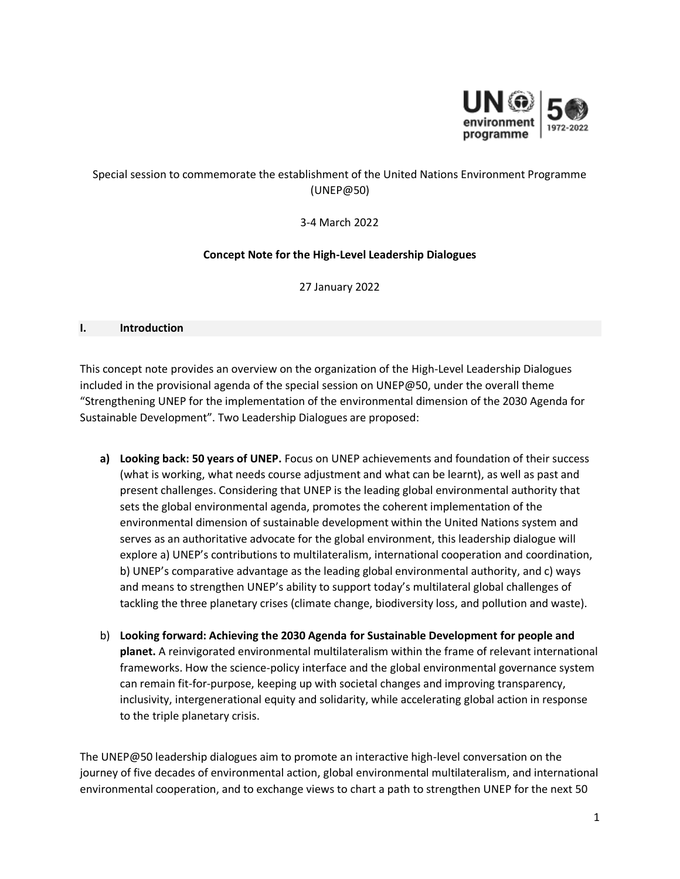Special session to commemorate the establishment of the United Nations Environment Programme (UNEP@50)

3-4 March 2022

**Concept Note for the High-Level Leadership Dialogues**

27 January 2022

## I. Introduction

This concept note provides an overview on the organization of the High-Level Leadership Dialogues included in the provisional agenda of the special session on UNEP@50, under the overall theme "Strengthening UNEP for the implementation of the environmental dimension of the 2030 Agenda for Sustainable Development". Two Leadership Dialogues are proposed:

- **a) Looking back: 50 years of UNEP.** Focus on UNEP achievements and foundation of their success (what is working, what needs course adjustment and what can be learnt), as well as past and present challenges. Considering that UNEP is the leading global environmental authority that sets the global environmental agenda, promotes the coherent implementation of the environmental dimension of sustainable development within the United Nations system and serves as an authoritative advocate for the global environment, this leadership dialogue will explore a) UNEP's contributions to multilateralism, international cooperation and coordination, b) UNEP's comparative advantage as the leading global environmental authority, and c) ways and means to strengthen UNEP's ability to support today's multilateral global challenges of tackling the three planetary crises (climate change, biodiversity loss, and pollution and waste).

- b) **Looking forward: Achieving the 2030 Agenda for Sustainable Development for people and planet.** A reinvigorated environmental multilateralism within the frame of relevant international frameworks. How the science-policy interface and the global environmental governance system can remain fit-for-purpose, keeping up with societal changes and improving transparency, inclusivity, intergenerational equity and solidarity, while accelerating global action in response to the triple planetary crisis.

The UNEP@50 leadership dialogues aim to promote an interactive high-level conversation on the journey of five decades of environmental action, global environmental multilateralism, and international environmental cooperation, and to exchange views to chart a path to strengthen UNEP for the next 50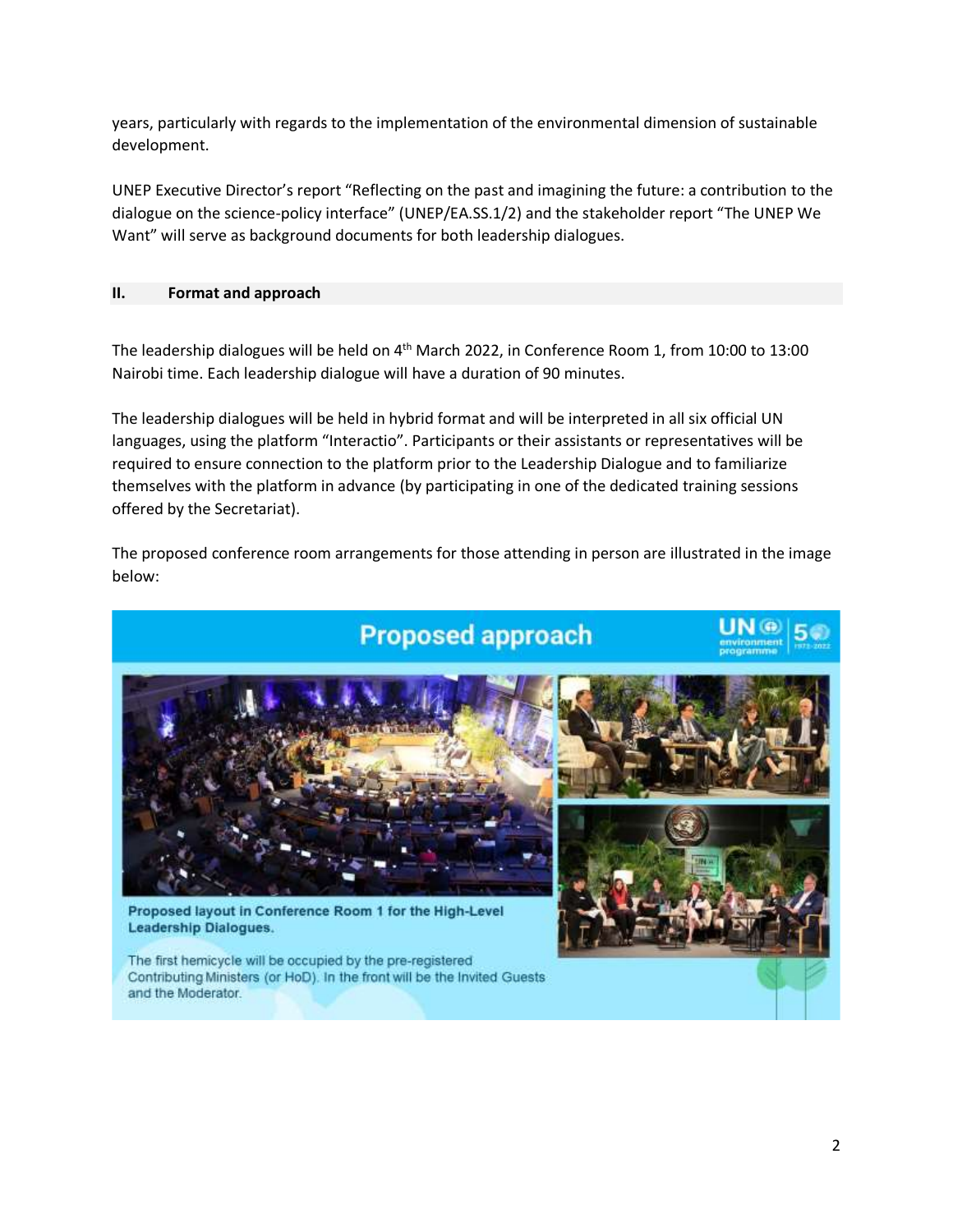years, particularly with regards to the implementation of the environmental dimension of sustainable development.

UNEP Executive Director's report "Reflecting on the past and imagining the future: a contribution to the dialogue on the science-policy interface" (UNEP/EA.SS.1/2) and the stakeholder report "The UNEP We Want" will serve as background documents for both leadership dialogues.

## II. Format and approach

The leadership dialogues will be held on 4th March 2022, in Conference Room 1, from 10:00 to 13:00 Nairobi time. Each leadership dialogue will have a duration of 90 minutes.

The leadership dialogues will be held in hybrid format and will be interpreted in all six official UN languages, using the platform "Interactio". Participants or their assistants or representatives will be required to ensure connection to the platform prior to the Leadership Dialogue and to familiarize themselves with the platform in advance (by participating in one of the dedicated training sessions offered by the Secretariat).

The proposed conference room arrangements for those attending in person are illustrated in the image below:

**Proposed approach**

**Proposed layout in Conference Room 1 for the High-Level Leadership Dialogues.**

The first hemicycle will be occupied by the pre-registered Contributing Ministers (or HoD). In the front will be the Invited Guests and the Moderator.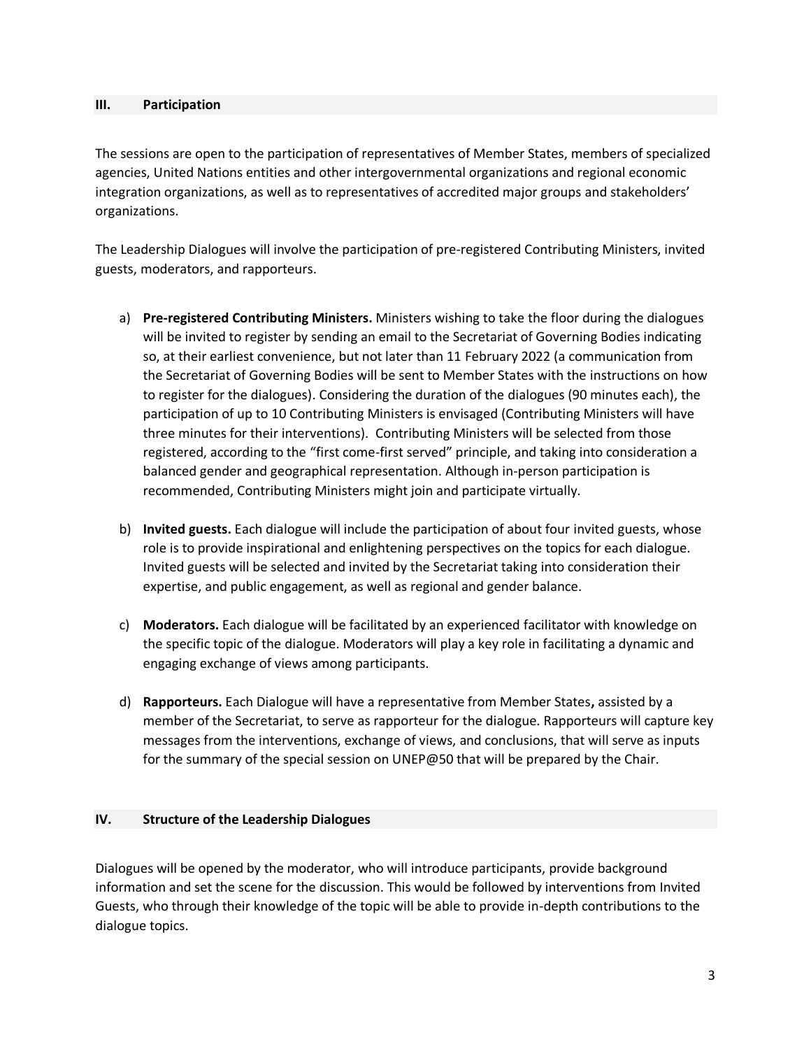## III. Participation

The sessions are open to the participation of representatives of Member States, members of specialized agencies, United Nations entities and other intergovernmental organizations and regional economic integration organizations, as well as to representatives of accredited major groups and stakeholders' organizations.

The Leadership Dialogues will involve the participation of pre-registered Contributing Ministers, invited guests, moderators, and rapporteurs.

a) **Pre-registered Contributing Ministers.** Ministers wishing to take the floor during the dialogues will be invited to register by sending an email to the Secretariat of Governing Bodies indicating so, at their earliest convenience, but not later than 11 February 2022 (a communication from the Secretariat of Governing Bodies will be sent to Member States with the instructions on how to register for the dialogues). Considering the duration of the dialogues (90 minutes each), the participation of up to 10 Contributing Ministers is envisaged (Contributing Ministers will have three minutes for their interventions). Contributing Ministers will be selected from those registered, according to the "first come-first served" principle, and taking into consideration a balanced gender and geographical representation. Although in-person participation is recommended, Contributing Ministers might join and participate virtually.

b) **Invited guests.** Each dialogue will include the participation of about four invited guests, whose role is to provide inspirational and enlightening perspectives on the topics for each dialogue. Invited guests will be selected and invited by the Secretariat taking into consideration their expertise, and public engagement, as well as regional and gender balance.

c) **Moderators.** Each dialogue will be facilitated by an experienced facilitator with knowledge on the specific topic of the dialogue. Moderators will play a key role in facilitating a dynamic and engaging exchange of views among participants.

d) **Rapporteurs.** Each Dialogue will have a representative from Member States**,** assisted by a member of the Secretariat, to serve as rapporteur for the dialogue. Rapporteurs will capture key messages from the interventions, exchange of views, and conclusions, that will serve as inputs for the summary of the special session on UNEP@50 that will be prepared by the Chair.

## IV. Structure of the Leadership Dialogues

Dialogues will be opened by the moderator, who will introduce participants, provide background information and set the scene for the discussion. This would be followed by interventions from Invited Guests, who through their knowledge of the topic will be able to provide in-depth contributions to the dialogue topics.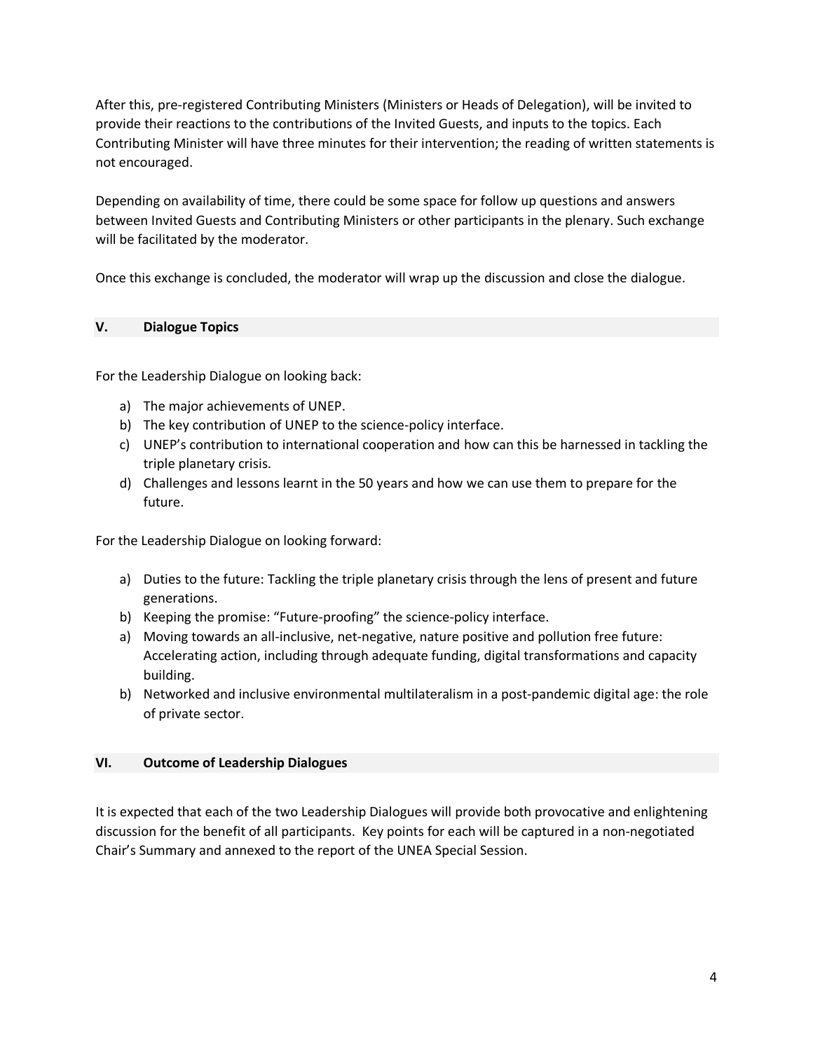After this, pre-registered Contributing Ministers (Ministers or Heads of Delegation), will be invited to provide their reactions to the contributions of the Invited Guests, and inputs to the topics. Each Contributing Minister will have three minutes for their intervention; the reading of written statements is not encouraged.

Depending on availability of time, there could be some space for follow up questions and answers between Invited Guests and Contributing Ministers or other participants in the plenary. Such exchange will be facilitated by the moderator.

Once this exchange is concluded, the moderator will wrap up the discussion and close the dialogue.

## V. Dialogue Topics

For the Leadership Dialogue on looking back:

a) The major achievements of UNEP.
b) The key contribution of UNEP to the science-policy interface.
c) UNEP's contribution to international cooperation and how can this be harnessed in tackling the triple planetary crisis.
d) Challenges and lessons learnt in the 50 years and how we can use them to prepare for the future.

For the Leadership Dialogue on looking forward:

a) Duties to the future: Tackling the triple planetary crisis through the lens of present and future generations.
b) Keeping the promise: "Future-proofing" the science-policy interface.
a) Moving towards an all-inclusive, net-negative, nature positive and pollution free future: Accelerating action, including through adequate funding, digital transformations and capacity building.
b) Networked and inclusive environmental multilateralism in a post-pandemic digital age: the role of private sector.

## VI. Outcome of Leadership Dialogues

It is expected that each of the two Leadership Dialogues will provide both provocative and enlightening discussion for the benefit of all participants. Key points for each will be captured in a non-negotiated Chair's Summary and annexed to the report of the UNEA Special Session.